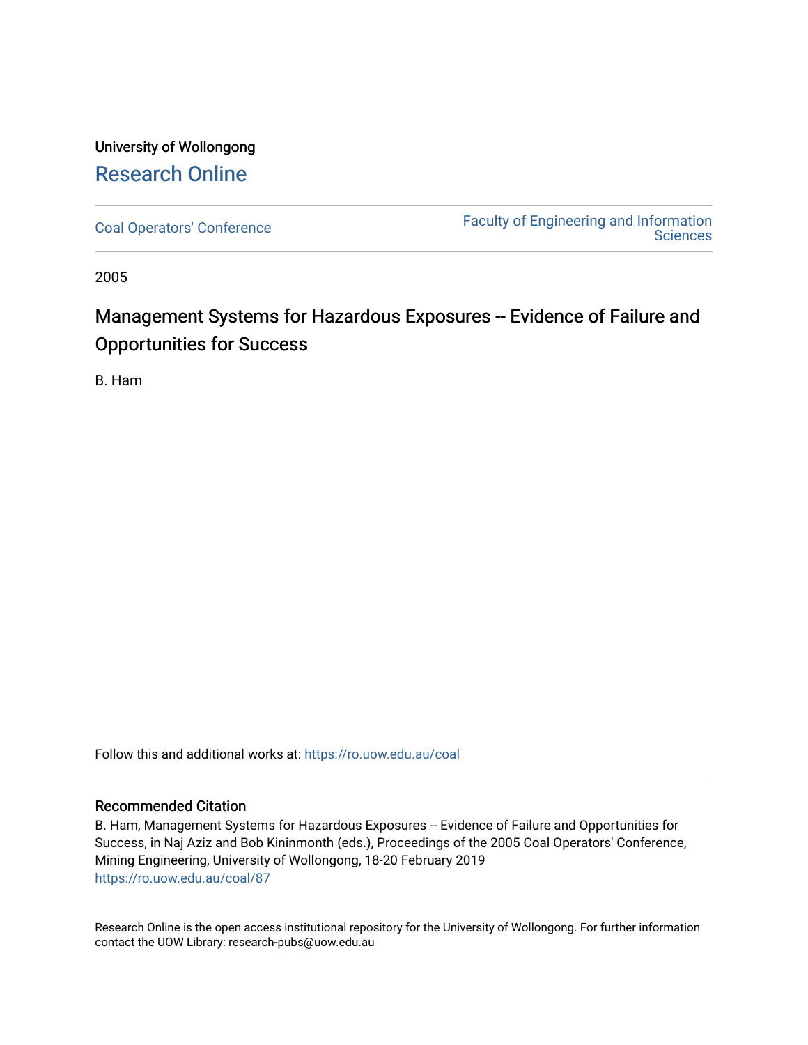University of Wollongong

## Research Online

Coal Operators' Conference

Faculty of Engineering and Information Sciences

2005

# Management Systems for Hazardous Exposures -- Evidence of Failure and Opportunities for Success

B. Ham

Follow this and additional works at: https://ro.uow.edu.au/coal

### Recommended Citation

B. Ham, Management Systems for Hazardous Exposures -- Evidence of Failure and Opportunities for Success, in Naj Aziz and Bob Kininmonth (eds.), Proceedings of the 2005 Coal Operators' Conference, Mining Engineering, University of Wollongong, 18-20 February 2019

https://ro.uow.edu.au/coal/87

Research Online is the open access institutional repository for the University of Wollongong. For further information contact the UOW Library: research-pubs@uow.edu.au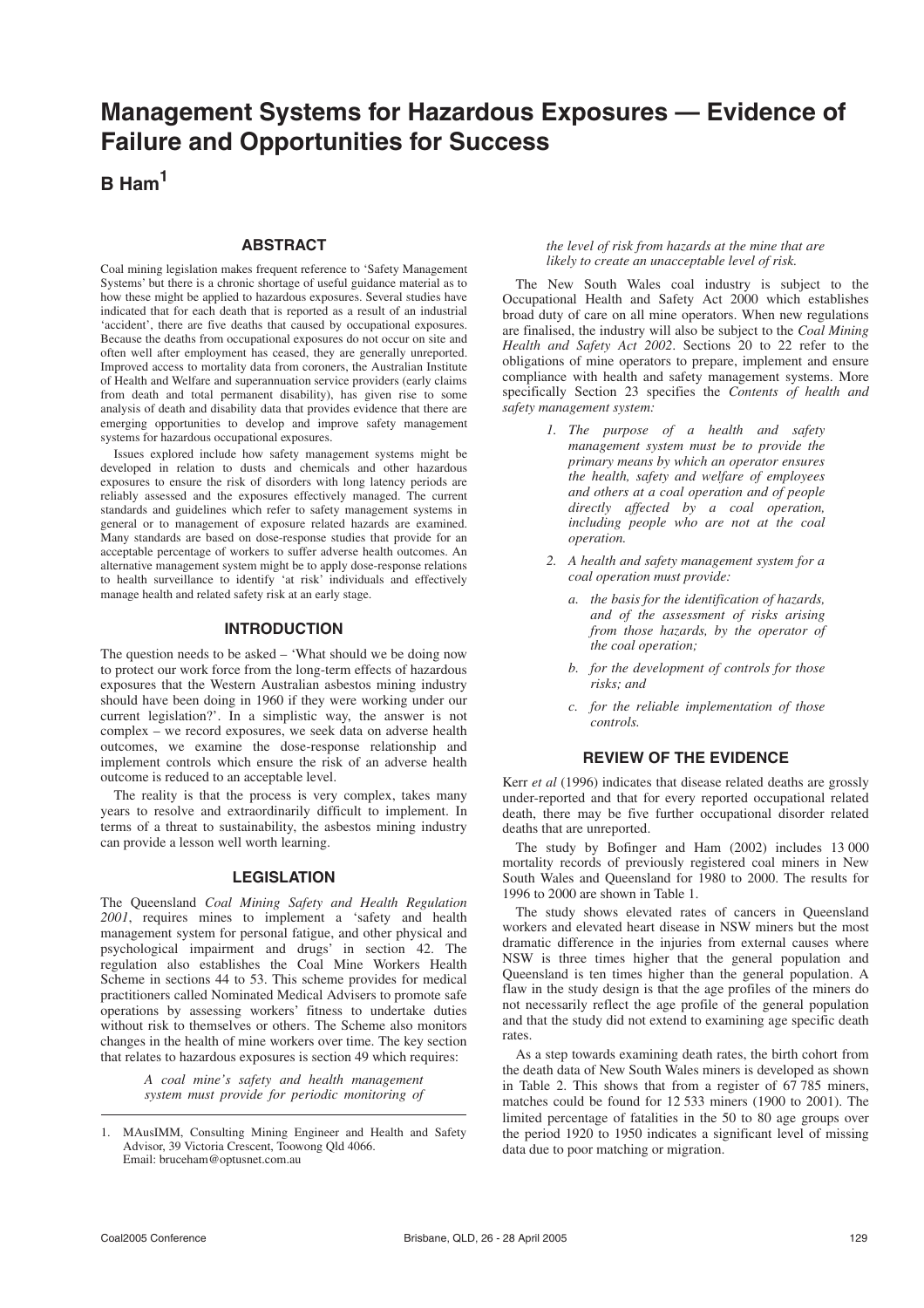# Management Systems for Hazardous Exposures — Evidence of Failure and Opportunities for Success

**B Ham**[1]

## ABSTRACT

Coal mining legislation makes frequent reference to 'Safety Management Systems' but there is a chronic shortage of useful guidance material as to how these might be applied to hazardous exposures. Several studies have indicated that for each death that is reported as a result of an industrial 'accident', there are five deaths that caused by occupational exposures. Because the deaths from occupational exposures do not occur on site and often well after employment has ceased, they are generally unreported. Improved access to mortality data from coroners, the Australian Institute of Health and Welfare and superannuation service providers (early claims from death and total permanent disability), has given rise to some analysis of death and disability data that provides evidence that there are emerging opportunities to develop and improve safety management systems for hazardous occupational exposures.

Issues explored include how safety management systems might be developed in relation to dusts and chemicals and other hazardous exposures to ensure the risk of disorders with long latency periods are reliably assessed and the exposures effectively managed. The current standards and guidelines which refer to safety management systems in general or to management of exposure related hazards are examined. Many standards are based on dose-response studies that provide for an acceptable percentage of workers to suffer adverse health outcomes. An alternative management system might be to apply dose-response relations to health surveillance to identify 'at risk' individuals and effectively manage health and related safety risk at an early stage.

## INTRODUCTION

The question needs to be asked – 'What should we be doing now to protect our work force from the long-term effects of hazardous exposures that the Western Australian asbestos mining industry should have been doing in 1960 if they were working under our current legislation?'. In a simplistic way, the answer is not complex – we record exposures, we seek data on adverse health outcomes, we examine the dose-response relationship and implement controls which ensure the risk of an adverse health outcome is reduced to an acceptable level.

The reality is that the process is very complex, takes many years to resolve and extraordinarily difficult to implement. In terms of a threat to sustainability, the asbestos mining industry can provide a lesson well worth learning.

## LEGISLATION

The Queensland *Coal Mining Safety and Health Regulation 2001*, requires mines to implement a 'safety and health management system for personal fatigue, and other physical and psychological impairment and drugs' in section 42. The regulation also establishes the Coal Mine Workers Health Scheme in sections 44 to 53. This scheme provides for medical practitioners called Nominated Medical Advisers to promote safe operations by assessing workers' fitness to undertake duties without risk to themselves or others. The Scheme also monitors changes in the health of mine workers over time. The key section that relates to hazardous exposures is section 49 which requires:

> *A coal mine's safety and health management system must provide for periodic monitoring of the level of risk from hazards at the mine that are likely to create an unacceptable level of risk.*

The New South Wales coal industry is subject to the Occupational Health and Safety Act 2000 which establishes broad duty of care on all mine operators. When new regulations are finalised, the industry will also be subject to the *Coal Mining Health and Safety Act 2002*. Sections 20 to 22 refer to the obligations of mine operators to prepare, implement and ensure compliance with health and safety management systems. More specifically Section 23 specifies the *Contents of health and safety management system:*

> 1. *The purpose of a health and safety management system must be to provide the primary means by which an operator ensures the health, safety and welfare of employees and others at a coal operation and of people directly affected by a coal operation, including people who are not at the coal operation.*
> 2. *A health and safety management system for a coal operation must provide:*
>    a. *the basis for the identification of hazards, and of the assessment of risks arising from those hazards, by the operator of the coal operation;*
>    b. *for the development of controls for those risks; and*
>    c. *for the reliable implementation of those controls.*

## REVIEW OF THE EVIDENCE

Kerr *et al* (1996) indicates that disease related deaths are grossly under-reported and that for every reported occupational related death, there may be five further occupational disorder related deaths that are unreported.

The study by Bofinger and Ham (2002) includes 13 000 mortality records of previously registered coal miners in New South Wales and Queensland for 1980 to 2000. The results for 1996 to 2000 are shown in Table 1.

The study shows elevated rates of cancers in Queensland workers and elevated heart disease in NSW miners but the most dramatic difference in the injuries from external causes where NSW is three times higher that the general population and Queensland is ten times higher than the general population. A flaw in the study design is that the age profiles of the miners do not necessarily reflect the age profile of the general population and that the study did not extend to examining age specific death rates.

As a step towards examining death rates, the birth cohort from the death data of New South Wales miners is developed as shown in Table 2. This shows that from a register of 67 785 miners, matches could be found for 12 533 miners (1900 to 2001). The limited percentage of fatalities in the 50 to 80 age groups over the period 1920 to 1950 indicates a significant level of missing data due to poor matching or migration.

---

1. MAusIMM, Consulting Mining Engineer and Health and Safety Advisor, 39 Victoria Crescent, Toowong Qld 4066. Email: bruceham@optusnet.com.au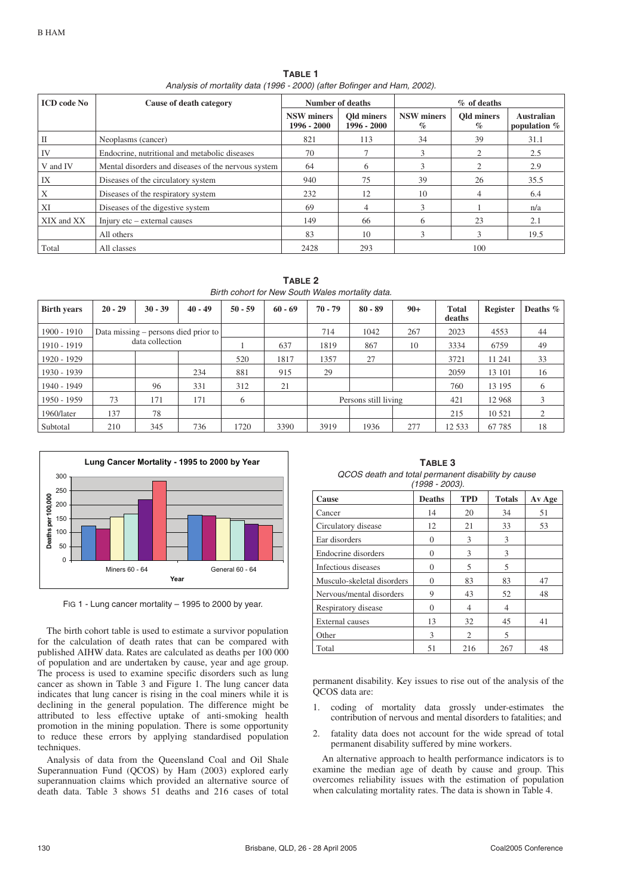**TABLE 1**
*Analysis of mortality data (1996 - 2000) (after Bofinger and Ham, 2002).*

| ICD code No | Cause of death category | Number of deaths | | % of deaths | | |
|---|---|---|---|---|---|---|
| | | NSW miners 1996 - 2000 | Qld miners 1996 - 2000 | NSW miners % | Qld miners % | Australian population % |
| II | Neoplasms (cancer) | 821 | 113 | 34 | 39 | 31.1 |
| IV | Endocrine, nutritional and metabolic diseases | 70 | 7 | 3 | 2 | 2.5 |
| V and IV | Mental disorders and diseases of the nervous system | 64 | 6 | 3 | 2 | 2.9 |
| IX | Diseases of the circulatory system | 940 | 75 | 39 | 26 | 35.5 |
| X | Diseases of the respiratory system | 232 | 12 | 10 | 4 | 6.4 |
| XI | Diseases of the digestive system | 69 | 4 | 3 | 1 | n/a |
| XIX and XX | Injury etc – external causes | 149 | 66 | 6 | 23 | 2.1 |
| | All others | 83 | 10 | 3 | 3 | 19.5 |
| Total | All classes | 2428 | 293 | 100 | | |

**TABLE 2**
*Birth cohort for New South Wales mortality data.*

| Birth years | 20 - 29 | 30 - 39 | 40 - 49 | 50 - 59 | 60 - 69 | 70 - 79 | 80 - 89 | 90+ | Total deaths | Register | Deaths % |
|---|---|---|---|---|---|---|---|---|---|---|---|
| 1900 - 1910 | Data missing – persons died prior to data collection | | | | | 714 | 1042 | 267 | 2023 | 4553 | 44 |
| 1910 - 1919 | | | | 1 | 637 | 1819 | 867 | 10 | 3334 | 6759 | 49 |
| 1920 - 1929 | | | | 520 | 1817 | 1357 | 27 | | 3721 | 11 241 | 33 |
| 1930 - 1939 | | | 234 | 881 | 915 | 29 | | | 2059 | 13 101 | 16 |
| 1940 - 1949 | | 96 | 331 | 312 | 21 | | | | 760 | 13 195 | 6 |
| 1950 - 1959 | 73 | 171 | 171 | 6 | | Persons still living | | | 421 | 12 968 | 3 |
| 1960/later | 137 | 78 | | | | | | | 215 | 10 521 | 2 |
| Subtotal | 210 | 345 | 736 | 1720 | 3390 | 3919 | 1936 | 277 | 12 533 | 67 785 | 18 |

FIG 1 - Lung cancer mortality – 1995 to 2000 by year.

The birth cohort table is used to estimate a survivor population for the calculation of death rates that can be compared with published AIHW data. Rates are calculated as deaths per 100 000 of population and are undertaken by cause, year and age group. The process is used to examine specific disorders such as lung cancer as shown in Table 3 and Figure 1. The lung cancer data indicates that lung cancer is rising in the coal miners while it is declining in the general population. The difference might be attributed to less effective uptake of anti-smoking health promotion in the mining population. There is some opportunity to reduce these errors by applying standardised population techniques.

Analysis of data from the Queensland Coal and Oil Shale Superannuation Fund (QCOS) by Ham (2003) explored early superannuation claims which provided an alternative source of death data. Table 3 shows 51 deaths and 216 cases of total permanent disability. Key issues to rise out of the analysis of the QCOS data are:

1. coding of mortality data grossly under-estimates the contribution of nervous and mental disorders to fatalities; and
2. fatality data does not account for the wide spread of total permanent disability suffered by mine workers.

**TABLE 3**
*QCOS death and total permanent disability by cause (1998 - 2003).*

| Cause | Deaths | TPD | Totals | Av Age |
|---|---|---|---|---|
| Cancer | 14 | 20 | 34 | 51 |
| Circulatory disease | 12 | 21 | 33 | 53 |
| Ear disorders | 0 | 3 | 3 | |
| Endocrine disorders | 0 | 3 | 3 | |
| Infectious diseases | 0 | 5 | 5 | |
| Musculo-skeletal disorders | 0 | 83 | 83 | 47 |
| Nervous/mental disorders | 9 | 43 | 52 | 48 |
| Respiratory disease | 0 | 4 | 4 | |
| External causes | 13 | 32 | 45 | 41 |
| Other | 3 | 2 | 5 | |
| Total | 51 | 216 | 267 | 48 |

An alternative approach to health performance indicators is to examine the median age of death by cause and group. This overcomes reliability issues with the estimation of population when calculating mortality rates. The data is shown in Table 4.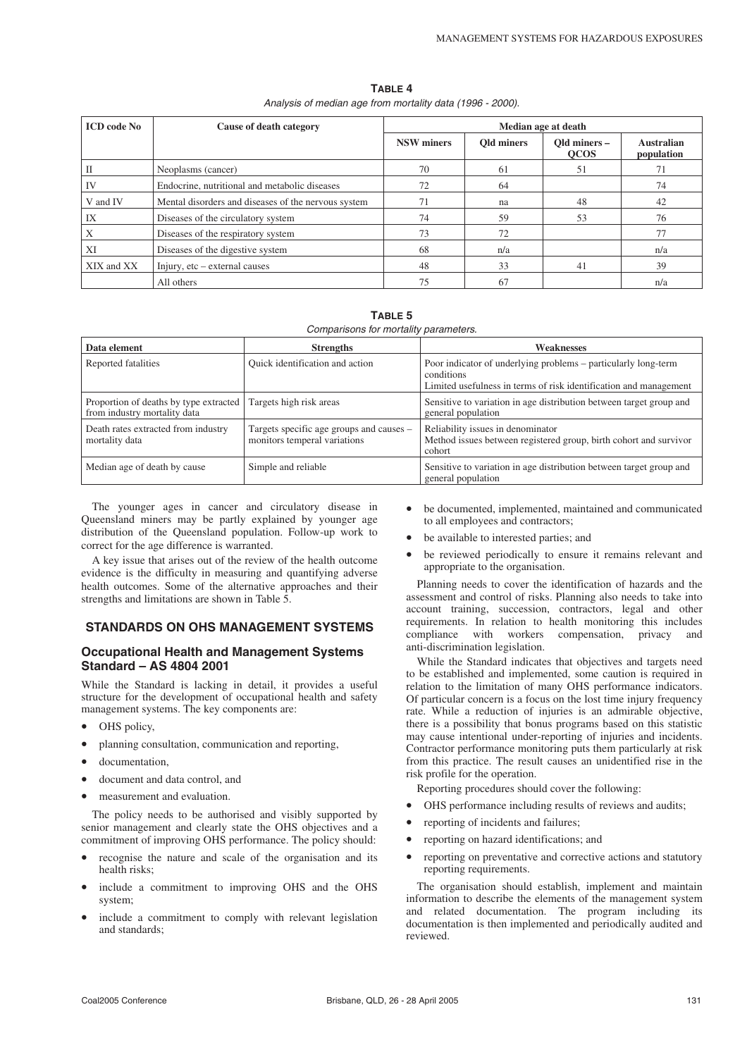**TABLE 4**

*Analysis of median age from mortality data (1996 - 2000).*

| ICD code No | Cause of death category | Median age at death | | | |
|---|---|---|---|---|---|
| | | NSW miners | Qld miners | Qld miners – QCOS | Australian population |
| II | Neoplasms (cancer) | 70 | 61 | 51 | 71 |
| IV | Endocrine, nutritional and metabolic diseases | 72 | 64 | | 74 |
| V and IV | Mental disorders and diseases of the nervous system | 71 | na | 48 | 42 |
| IX | Diseases of the circulatory system | 74 | 59 | 53 | 76 |
| X | Diseases of the respiratory system | 73 | 72 | | 77 |
| XI | Diseases of the digestive system | 68 | n/a | | n/a |
| XIX and XX | Injury, etc – external causes | 48 | 33 | 41 | 39 |
| | All others | 75 | 67 | | n/a |

**TABLE 5**

*Comparisons for mortality parameters.*

| Data element | Strengths | Weaknesses |
|---|---|---|
| Reported fatalities | Quick identification and action | Poor indicator of underlying problems – particularly long-term conditions<br>Limited usefulness in terms of risk identification and management |
| Proportion of deaths by type extracted from industry mortality data | Targets high risk areas | Sensitive to variation in age distribution between target group and general population |
| Death rates extracted from industry mortality data | Targets specific age groups and causes – monitors temperal variations | Reliability issues in denominator<br>Method issues between registered group, birth cohort and survivor cohort |
| Median age of death by cause | Simple and reliable | Sensitive to variation in age distribution between target group and general population |

The younger ages in cancer and circulatory disease in Queensland miners may be partly explained by younger age distribution of the Queensland population. Follow-up work to correct for the age difference is warranted.

A key issue that arises out of the review of the health outcome evidence is the difficulty in measuring and quantifying adverse health outcomes. Some of the alternative approaches and their strengths and limitations are shown in Table 5.

## STANDARDS ON OHS MANAGEMENT SYSTEMS

### Occupational Health and Management Systems Standard – AS 4804 2001

While the Standard is lacking in detail, it provides a useful structure for the development of occupational health and safety management systems. The key components are:

- OHS policy,
- planning consultation, communication and reporting,
- documentation,
- document and data control, and
- measurement and evaluation.

The policy needs to be authorised and visibly supported by senior management and clearly state the OHS objectives and a commitment of improving OHS performance. The policy should:

- recognise the nature and scale of the organisation and its health risks;
- include a commitment to improving OHS and the OHS system;
- include a commitment to comply with relevant legislation and standards;
- be documented, implemented, maintained and communicated to all employees and contractors;
- be available to interested parties; and
- be reviewed periodically to ensure it remains relevant and appropriate to the organisation.

Planning needs to cover the identification of hazards and the assessment and control of risks. Planning also needs to take into account training, succession, contractors, legal and other requirements. In relation to health monitoring this includes compliance with workers compensation, privacy and anti-discrimination legislation.

While the Standard indicates that objectives and targets need to be established and implemented, some caution is required in relation to the limitation of many OHS performance indicators. Of particular concern is a focus on the lost time injury frequency rate. While a reduction of injuries is an admirable objective, there is a possibility that bonus programs based on this statistic may cause intentional under-reporting of injuries and incidents. Contractor performance monitoring puts them particularly at risk from this practice. The result causes an unidentified rise in the risk profile for the operation.

Reporting procedures should cover the following:

- OHS performance including results of reviews and audits;
- reporting of incidents and failures;
- reporting on hazard identifications; and
- reporting on preventative and corrective actions and statutory reporting requirements.

The organisation should establish, implement and maintain information to describe the elements of the management system and related documentation. The program including its documentation is then implemented and periodically audited and reviewed.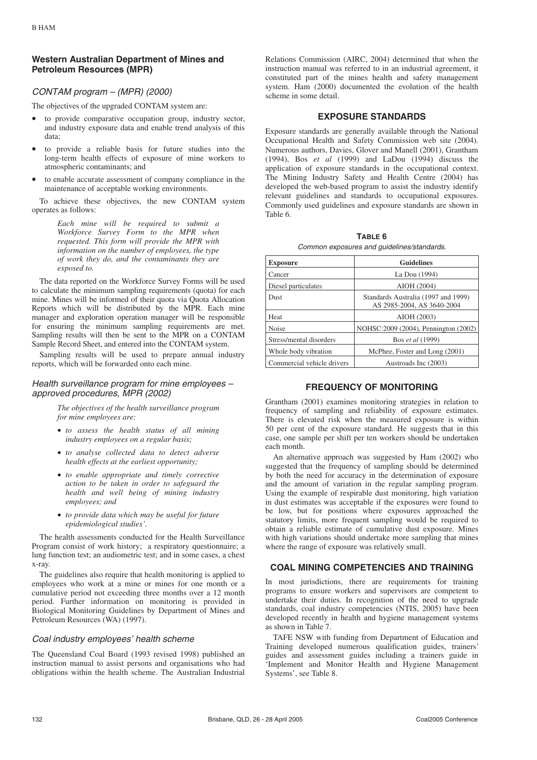## Western Australian Department of Mines and Petroleum Resources (MPR)

### CONTAM program – (MPR) (2000)

The objectives of the upgraded CONTAM system are:

- to provide comparative occupation group, industry sector, and industry exposure data and enable trend analysis of this data;
- to provide a reliable basis for future studies into the long-term health effects of exposure of mine workers to atmospheric contaminants; and
- to enable accurate assessment of company compliance in the maintenance of acceptable working environments.

To achieve these objectives, the new CONTAM system operates as follows:

> *Each mine will be required to submit a Workforce Survey Form to the MPR when requested. This form will provide the MPR with information on the number of employees, the type of work they do, and the contaminants they are exposed to.*

The data reported on the Workforce Survey Forms will be used to calculate the minimum sampling requirements (quota) for each mine. Mines will be informed of their quota via Quota Allocation Reports which will be distributed by the MPR. Each mine manager and exploration operation manager will be responsible for ensuring the minimum sampling requirements are met. Sampling results will then be sent to the MPR on a CONTAM Sample Record Sheet, and entered into the CONTAM system.

Sampling results will be used to prepare annual industry reports, which will be forwarded onto each mine.

### Health surveillance program for mine employees – approved procedures, MPR (2002)

> *The objectives of the health surveillance program for mine employees are:*
>
> - *to assess the health status of all mining industry employees on a regular basis;*
> - *to analyse collected data to detect adverse health effects at the earliest opportunity;*
> - *to enable appropriate and timely corrective action to be taken in order to safeguard the health and well being of mining industry employees; and*
> - *to provide data which may be useful for future epidemiological studies'.*

The health assessments conducted for the Health Surveillance Program consist of work history; a respiratory questionnaire; a lung function test; an audiometric test; and in some cases, a chest x-ray.

The guidelines also require that health monitoring is applied to employees who work at a mine or mines for one month or a cumulative period not exceeding three months over a 12 month period. Further information on monitoring is provided in Biological Monitoring Guidelines by Department of Mines and Petroleum Resources (WA) (1997).

### Coal industry employees' health scheme

The Queensland Coal Board (1993 revised 1998) published an instruction manual to assist persons and organisations who had obligations within the health scheme. The Australian Industrial Relations Commission (AIRC, 2004) determined that when the instruction manual was referred to in an industrial agreement, it constituted part of the mines health and safety management system. Ham (2000) documented the evolution of the health scheme in some detail.

## EXPOSURE STANDARDS

Exposure standards are generally available through the National Occupational Health and Safety Commission web site (2004). Numerous authors, Davies, Glover and Manell (2001), Grantham (1994), Bos *et al* (1999) and LaDou (1994) discuss the application of exposure standards in the occupational context. The Mining Industry Safety and Health Centre (2004) has developed the web-based program to assist the industry identify relevant guidelines and standards to occupational exposures. Commonly used guidelines and exposure standards are shown in Table 6.

**TABLE 6**
*Common exposures and guidelines/standards.*

| Exposure | Guidelines |
|---|---|
| Cancer | La Dou (1994) |
| Diesel particulates | AIOH (2004) |
| Dust | Standards Australia (1997 and 1999) AS 2985-2004, AS 3640-2004 |
| Heat | AIOH (2003) |
| Noise | NOHSC:2009 (2004), Pennington (2002) |
| Stress/mental disorders | Bos *et al* (1999) |
| Whole body vibration | McPhee, Foster and Long (2001) |
| Commercial vehicle drivers | Austroads Inc (2003) |

## FREQUENCY OF MONITORING

Grantham (2001) examines monitoring strategies in relation to frequency of sampling and reliability of exposure estimates. There is elevated risk when the measured exposure is within 50 per cent of the exposure standard. He suggests that in this case, one sample per shift per ten workers should be undertaken each month.

An alternative approach was suggested by Ham (2002) who suggested that the frequency of sampling should be determined by both the need for accuracy in the determination of exposure and the amount of variation in the regular sampling program. Using the example of respirable dust monitoring, high variation in dust estimates was acceptable if the exposures were found to be low, but for positions where exposures approached the statutory limits, more frequent sampling would be required to obtain a reliable estimate of cumulative dust exposure. Mines with high variations should undertake more sampling that mines where the range of exposure was relatively small.

## COAL MINING COMPETENCIES AND TRAINING

In most jurisdictions, there are requirements for training programs to ensure workers and supervisors are competent to undertake their duties. In recognition of the need to upgrade standards, coal industry competencies (NTIS, 2005) have been developed recently in health and hygiene management systems as shown in Table 7.

TAFE NSW with funding from Department of Education and Training developed numerous qualification guides, trainers' guides and assessment guides including a trainers guide in 'Implement and Monitor Health and Hygiene Management Systems', see Table 8.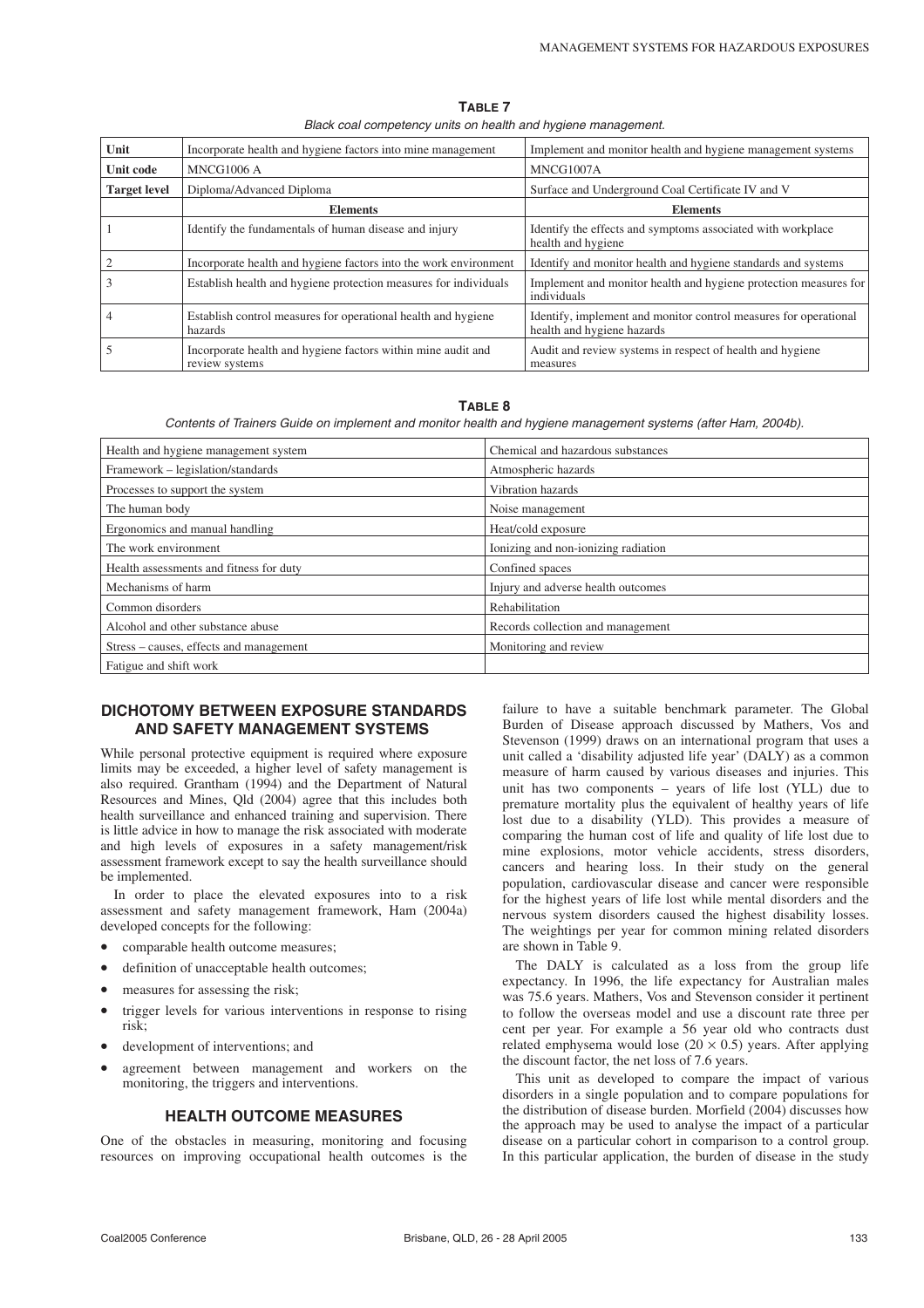**TABLE 7**

*Black coal competency units on health and hygiene management.*

| Unit | Incorporate health and hygiene factors into mine management | Implement and monitor health and hygiene management systems |
|---|---|---|
| **Unit code** | MNCG1006 A | MNCG1007A |
| **Target level** | Diploma/Advanced Diploma | Surface and Underground Coal Certificate IV and V |
| | **Elements** | **Elements** |
| 1 | Identify the fundamentals of human disease and injury | Identify the effects and symptoms associated with workplace health and hygiene |
| 2 | Incorporate health and hygiene factors into the work environment | Identify and monitor health and hygiene standards and systems |
| 3 | Establish health and hygiene protection measures for individuals | Implement and monitor health and hygiene protection measures for individuals |
| 4 | Establish control measures for operational health and hygiene hazards | Identify, implement and monitor control measures for operational health and hygiene hazards |
| 5 | Incorporate health and hygiene factors within mine audit and review systems | Audit and review systems in respect of health and hygiene measures |

**TABLE 8**

*Contents of Trainers Guide on implement and monitor health and hygiene management systems (after Ham, 2004b).*

| | |
|---|---|
| Health and hygiene management system | Chemical and hazardous substances |
| Framework – legislation/standards | Atmospheric hazards |
| Processes to support the system | Vibration hazards |
| The human body | Noise management |
| Ergonomics and manual handling | Heat/cold exposure |
| The work environment | Ionizing and non-ionizing radiation |
| Health assessments and fitness for duty | Confined spaces |
| Mechanisms of harm | Injury and adverse health outcomes |
| Common disorders | Rehabilitation |
| Alcohol and other substance abuse | Records collection and management |
| Stress – causes, effects and management | Monitoring and review |
| Fatigue and shift work | |

## DICHOTOMY BETWEEN EXPOSURE STANDARDS AND SAFETY MANAGEMENT SYSTEMS

While personal protective equipment is required where exposure limits may be exceeded, a higher level of safety management is also required. Grantham (1994) and the Department of Natural Resources and Mines, Qld (2004) agree that this includes both health surveillance and enhanced training and supervision. There is little advice in how to manage the risk associated with moderate and high levels of exposures in a safety management/risk assessment framework except to say the health surveillance should be implemented.

In order to place the elevated exposures into to a risk assessment and safety management framework, Ham (2004a) developed concepts for the following:

- comparable health outcome measures;
- definition of unacceptable health outcomes;
- measures for assessing the risk;
- trigger levels for various interventions in response to rising risk;
- development of interventions; and
- agreement between management and workers on the monitoring, the triggers and interventions.

## HEALTH OUTCOME MEASURES

One of the obstacles in measuring, monitoring and focusing resources on improving occupational health outcomes is the failure to have a suitable benchmark parameter. The Global Burden of Disease approach discussed by Mathers, Vos and Stevenson (1999) draws on an international program that uses a unit called a 'disability adjusted life year' (DALY) as a common measure of harm caused by various diseases and injuries. This unit has two components – years of life lost (YLL) due to premature mortality plus the equivalent of healthy years of life lost due to a disability (YLD). This provides a measure of comparing the human cost of life and quality of life lost due to mine explosions, motor vehicle accidents, stress disorders, cancers and hearing loss. In their study on the general population, cardiovascular disease and cancer were responsible for the highest years of life lost while mental disorders and the nervous system disorders caused the highest disability losses. The weightings per year for common mining related disorders are shown in Table 9.

The DALY is calculated as a loss from the group life expectancy. In 1996, the life expectancy for Australian males was 75.6 years. Mathers, Vos and Stevenson consider it pertinent to follow the overseas model and use a discount rate three per cent per year. For example a 56 year old who contracts dust related emphysema would lose ($20 \times 0.5$) years. After applying the discount factor, the net loss of 7.6 years.

This unit as developed to compare the impact of various disorders in a single population and to compare populations for the distribution of disease burden. Morfield (2004) discusses how the approach may be used to analyse the impact of a particular disease on a particular cohort in comparison to a control group. In this particular application, the burden of disease in the study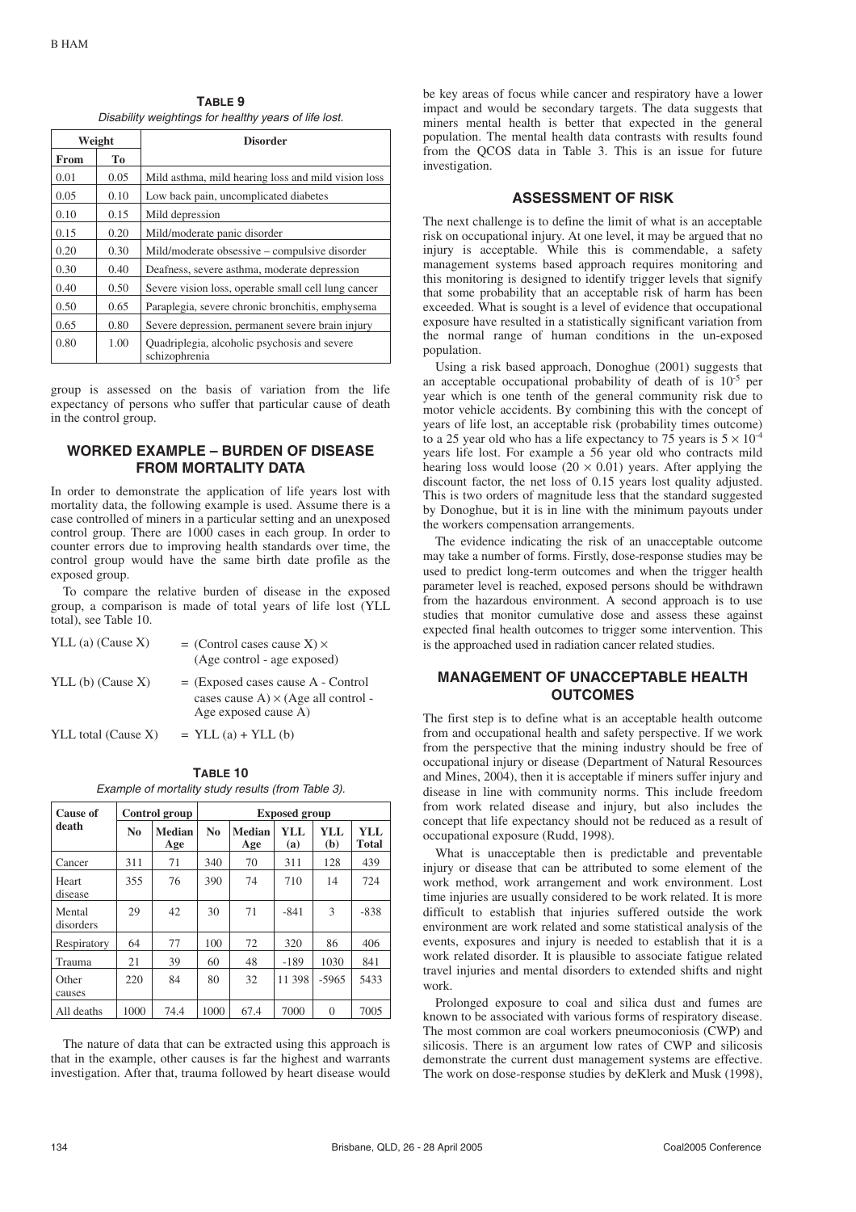**TABLE 9**
*Disability weightings for healthy years of life lost.*

| Weight | | Disorder |
|---|---|---|
| From | To | |
| 0.01 | 0.05 | Mild asthma, mild hearing loss and mild vision loss |
| 0.05 | 0.10 | Low back pain, uncomplicated diabetes |
| 0.10 | 0.15 | Mild depression |
| 0.15 | 0.20 | Mild/moderate panic disorder |
| 0.20 | 0.30 | Mild/moderate obsessive – compulsive disorder |
| 0.30 | 0.40 | Deafness, severe asthma, moderate depression |
| 0.40 | 0.50 | Severe vision loss, operable small cell lung cancer |
| 0.50 | 0.65 | Paraplegia, severe chronic bronchitis, emphysema |
| 0.65 | 0.80 | Severe depression, permanent severe brain injury |
| 0.80 | 1.00 | Quadriplegia, alcoholic psychosis and severe schizophrenia |

group is assessed on the basis of variation from the life expectancy of persons who suffer that particular cause of death in the control group.

## WORKED EXAMPLE – BURDEN OF DISEASE FROM MORTALITY DATA

In order to demonstrate the application of life years lost with mortality data, the following example is used. Assume there is a case controlled of miners in a particular setting and an unexposed control group. There are 1000 cases in each group. In order to counter errors due to improving health standards over time, the control group would have the same birth date profile as the exposed group.

To compare the relative burden of disease in the exposed group, a comparison is made of total years of life lost (YLL total), see Table 10.

YLL (a) (Cause X) = (Control cases cause X) × (Age control - age exposed)

YLL (b) (Cause X) = (Exposed cases cause A - Control cases cause A) × (Age all control - Age exposed cause A)

YLL total (Cause X) = YLL (a) + YLL (b)

**TABLE 10**
*Example of mortality study results (from Table 3).*

| Cause of death | Control group | | Exposed group | | | | |
|---|---|---|---|---|---|---|---|
| | No | Median Age | No | Median Age | YLL (a) | YLL (b) | YLL Total |
| Cancer | 311 | 71 | 340 | 70 | 311 | 128 | 439 |
| Heart disease | 355 | 76 | 390 | 74 | 710 | 14 | 724 |
| Mental disorders | 29 | 42 | 30 | 71 | -841 | 3 | -838 |
| Respiratory | 64 | 77 | 100 | 72 | 320 | 86 | 406 |
| Trauma | 21 | 39 | 60 | 48 | -189 | 1030 | 841 |
| Other causes | 220 | 84 | 80 | 32 | 11 398 | -5965 | 5433 |
| All deaths | 1000 | 74.4 | 1000 | 67.4 | 7000 | 0 | 7005 |

The nature of data that can be extracted using this approach is that in the example, other causes is far the highest and warrants investigation. After that, trauma followed by heart disease would be key areas of focus while cancer and respiratory have a lower impact and would be secondary targets. The data suggests that miners mental health is better that expected in the general population. The mental health data contrasts with results found from the QCOS data in Table 3. This is an issue for future investigation.

## ASSESSMENT OF RISK

The next challenge is to define the limit of what is an acceptable risk on occupational injury. At one level, it may be argued that no injury is acceptable. While this is commendable, a safety management systems based approach requires monitoring and this monitoring is designed to identify trigger levels that signify that some probability that an acceptable risk of harm has been exceeded. What is sought is a level of evidence that occupational exposure have resulted in a statistically significant variation from the normal range of human conditions in the un-exposed population.

Using a risk based approach, Donoghue (2001) suggests that an acceptable occupational probability of death of is $10^{-5}$ per year which is one tenth of the general community risk due to motor vehicle accidents. By combining this with the concept of years of life lost, an acceptable risk (probability times outcome) to a 25 year old who has a life expectancy to 75 years is $5 \times 10^{-4}$ years life lost. For example a 56 year old who contracts mild hearing loss would loose $(20 \times 0.01)$ years. After applying the discount factor, the net loss of 0.15 years lost quality adjusted. This is two orders of magnitude less that the standard suggested by Donoghue, but it is in line with the minimum payouts under the workers compensation arrangements.

The evidence indicating the risk of an unacceptable outcome may take a number of forms. Firstly, dose-response studies may be used to predict long-term outcomes and when the trigger health parameter level is reached, exposed persons should be withdrawn from the hazardous environment. A second approach is to use studies that monitor cumulative dose and assess these against expected final health outcomes to trigger some intervention. This is the approached used in radiation cancer related studies.

## MANAGEMENT OF UNACCEPTABLE HEALTH OUTCOMES

The first step is to define what is an acceptable health outcome from and occupational health and safety perspective. If we work from the perspective that the mining industry should be free of occupational injury or disease (Department of Natural Resources and Mines, 2004), then it is acceptable if miners suffer injury and disease in line with community norms. This include freedom from work related disease and injury, but also includes the concept that life expectancy should not be reduced as a result of occupational exposure (Rudd, 1998).

What is unacceptable then is predictable and preventable injury or disease that can be attributed to some element of the work method, work arrangement and work environment. Lost time injuries are usually considered to be work related. It is more difficult to establish that injuries suffered outside the work environment are work related and some statistical analysis of the events, exposures and injury is needed to establish that it is a work related disorder. It is plausible to associate fatigue related travel injuries and mental disorders to extended shifts and night work.

Prolonged exposure to coal and silica dust and fumes are known to be associated with various forms of respiratory disease. The most common are coal workers pneumoconiosis (CWP) and silicosis. There is an argument low rates of CWP and silicosis demonstrate the current dust management systems are effective. The work on dose-response studies by deKlerk and Musk (1998),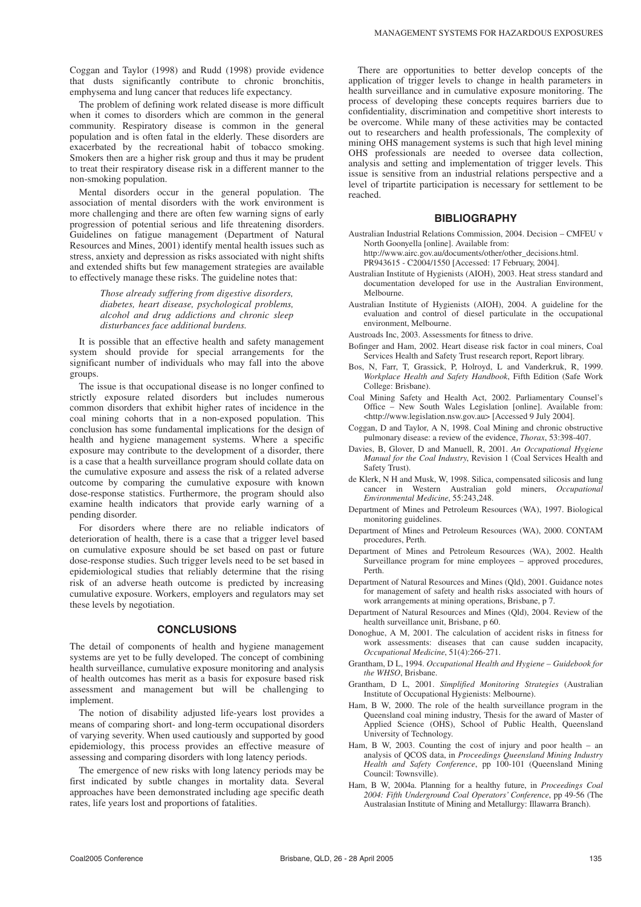Coggan and Taylor (1998) and Rudd (1998) provide evidence that dusts significantly contribute to chronic bronchitis, emphysema and lung cancer that reduces life expectancy.

The problem of defining work related disease is more difficult when it comes to disorders which are common in the general community. Respiratory disease is common in the general population and is often fatal in the elderly. These disorders are exacerbated by the recreational habit of tobacco smoking. Smokers then are a higher risk group and thus it may be prudent to treat their respiratory disease risk in a different manner to the non-smoking population.

Mental disorders occur in the general population. The association of mental disorders with the work environment is more challenging and there are often few warning signs of early progression of potential serious and life threatening disorders. Guidelines on fatigue management (Department of Natural Resources and Mines, 2001) identify mental health issues such as stress, anxiety and depression as risks associated with night shifts and extended shifts but few management strategies are available to effectively manage these risks. The guideline notes that:

> *Those already suffering from digestive disorders, diabetes, heart disease, psychological problems, alcohol and drug addictions and chronic sleep disturbances face additional burdens.*

It is possible that an effective health and safety management system should provide for special arrangements for the significant number of individuals who may fall into the above groups.

The issue is that occupational disease is no longer confined to strictly exposure related disorders but includes numerous common disorders that exhibit higher rates of incidence in the coal mining cohorts that in a non-exposed population. This conclusion has some fundamental implications for the design of health and hygiene management systems. Where a specific exposure may contribute to the development of a disorder, there is a case that a health surveillance program should collate data on the cumulative exposure and assess the risk of a related adverse outcome by comparing the cumulative exposure with known dose-response statistics. Furthermore, the program should also examine health indicators that provide early warning of a pending disorder.

For disorders where there are no reliable indicators of deterioration of health, there is a case that a trigger level based on cumulative exposure should be set based on past or future dose-response studies. Such trigger levels need to be set based in epidemiological studies that reliably determine that the rising risk of an adverse heath outcome is predicted by increasing cumulative exposure. Workers, employers and regulators may set these levels by negotiation.

## CONCLUSIONS

The detail of components of health and hygiene management systems are yet to be fully developed. The concept of combining health surveillance, cumulative exposure monitoring and analysis of health outcomes has merit as a basis for exposure based risk assessment and management but will be challenging to implement.

The notion of disability adjusted life-years lost provides a means of comparing short- and long-term occupational disorders of varying severity. When used cautiously and supported by good epidemiology, this process provides an effective measure of assessing and comparing disorders with long latency periods.

The emergence of new risks with long latency periods may be first indicated by subtle changes in mortality data. Several approaches have been demonstrated including age specific death rates, life years lost and proportions of fatalities.

There are opportunities to better develop concepts of the application of trigger levels to change in health parameters in health surveillance and in cumulative exposure monitoring. The process of developing these concepts requires barriers due to confidentiality, discrimination and competitive short interests to be overcome. While many of these activities may be contacted out to researchers and health professionals, The complexity of mining OHS management systems is such that high level mining OHS professionals are needed to oversee data collection, analysis and setting and implementation of trigger levels. This issue is sensitive from an industrial relations perspective and a level of tripartite participation is necessary for settlement to be reached.

## BIBLIOGRAPHY

Australian Industrial Relations Commission, 2004. Decision – CMFEU v North Goonyella [online]. Available from: http://www.airc.gov.au/documents/other/other_decisions.html. PR943615 - C2004/1550 [Accessed: 17 February, 2004].

Australian Institute of Hygienists (AIOH), 2003. Heat stress standard and documentation developed for use in the Australian Environment, Melbourne.

Australian Institute of Hygienists (AIOH), 2004. A guideline for the evaluation and control of diesel particulate in the occupational environment, Melbourne.

Austroads Inc, 2003. Assessments for fitness to drive.

Bofinger and Ham, 2002. Heart disease risk factor in coal miners, Coal Services Health and Safety Trust research report, Report library.

Bos, N, Farr, T, Grassick, P, Holroyd, L and Vanderkruk, R, 1999. *Workplace Health and Safety Handbook*, Fifth Edition (Safe Work College: Brisbane).

Coal Mining Safety and Health Act, 2002. Parliamentary Counsel's Office – New South Wales Legislation [online]. Available from: <http://www.legislation.nsw.gov.au> [Accessed 9 July 2004].

Coggan, D and Taylor, A N, 1998. Coal Mining and chronic obstructive pulmonary disease: a review of the evidence, *Thorax*, 53:398-407.

Davies, B, Glover, D and Manuell, R, 2001. *An Occupational Hygiene Manual for the Coal Industry*, Revision 1 (Coal Services Health and Safety Trust).

de Klerk, N H and Musk, W, 1998. Silica, compensated silicosis and lung cancer in Western Australian gold miners, *Occupational Environmental Medicine*, 55:243,248.

Department of Mines and Petroleum Resources (WA), 1997. Biological monitoring guidelines.

Department of Mines and Petroleum Resources (WA), 2000. CONTAM procedures, Perth.

Department of Mines and Petroleum Resources (WA), 2002. Health Surveillance program for mine employees – approved procedures, Perth.

Department of Natural Resources and Mines (Qld), 2001. Guidance notes for management of safety and health risks associated with hours of work arrangements at mining operations, Brisbane, p 7.

Department of Natural Resources and Mines (Qld), 2004. Review of the health surveillance unit, Brisbane, p 60.

Donoghue, A M, 2001. The calculation of accident risks in fitness for work assessments: diseases that can cause sudden incapacity, *Occupational Medicine*, 51(4):266-271.

Grantham, D L, 1994. *Occupational Health and Hygiene – Guidebook for the WHSO*, Brisbane.

Grantham, D L, 2001. *Simplified Monitoring Strategies* (Australian Institute of Occupational Hygienists: Melbourne).

Ham, B W, 2000. The role of the health surveillance program in the Queensland coal mining industry, Thesis for the award of Master of Applied Science (OHS), School of Public Health, Queensland University of Technology.

Ham, B W, 2003. Counting the cost of injury and poor health – an analysis of QCOS data, in *Proceedings Queensland Mining Industry Health and Safety Conference*, pp 100-101 (Queensland Mining Council: Townsville).

Ham, B W, 2004a. Planning for a healthy future, in *Proceedings Coal 2004: Fifth Underground Coal Operators' Conference*, pp 49-56 (The Australasian Institute of Mining and Metallurgy: Illawarra Branch).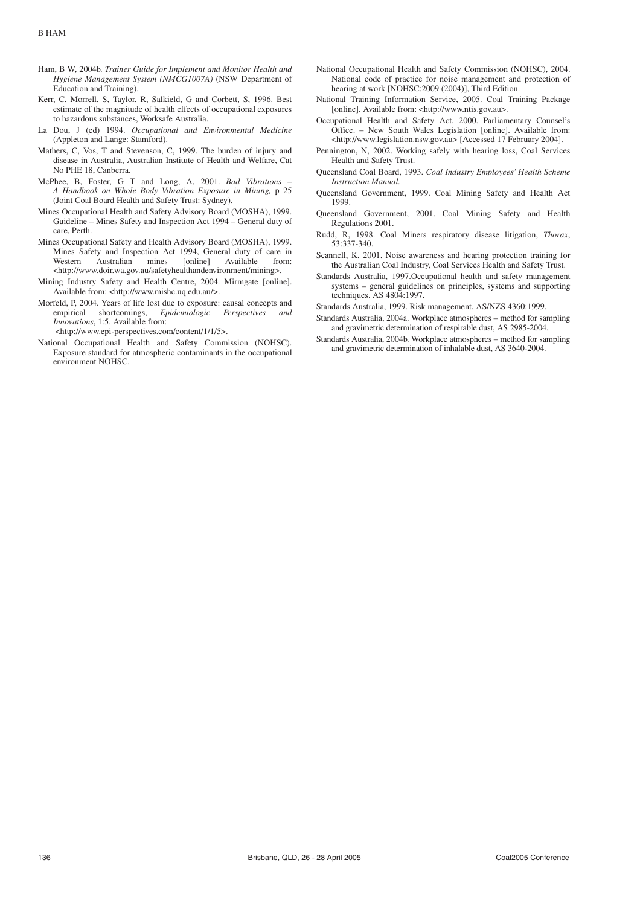Ham, B W, 2004b. *Trainer Guide for Implement and Monitor Health and Hygiene Management System (NMCG1007A)* (NSW Department of Education and Training).

Kerr, C, Morrell, S, Taylor, R, Salkield, G and Corbett, S, 1996. Best estimate of the magnitude of health effects of occupational exposures to hazardous substances, Worksafe Australia.

La Dou, J (ed) 1994. *Occupational and Environmental Medicine* (Appleton and Lange: Stamford).

Mathers, C, Vos, T and Stevenson, C, 1999. The burden of injury and disease in Australia, Australian Institute of Health and Welfare, Cat No PHE 18, Canberra.

McPhee, B, Foster, G T and Long, A, 2001. *Bad Vibrations – A Handbook on Whole Body Vibration Exposure in Mining,* p 25 (Joint Coal Board Health and Safety Trust: Sydney).

Mines Occupational Health and Safety Advisory Board (MOSHA), 1999. Guideline – Mines Safety and Inspection Act 1994 – General duty of care, Perth.

Mines Occupational Safety and Health Advisory Board (MOSHA), 1999. Mines Safety and Inspection Act 1994, General duty of care in Western Australian mines [online] Available from: <http://www.doir.wa.gov.au/safetyhealthandenvironment/mining>.

Mining Industry Safety and Health Centre, 2004. Mirmgate [online]. Available from: <http://www.mishc.uq.edu.au/>.

Morfeld, P, 2004. Years of life lost due to exposure: causal concepts and empirical shortcomings, *Epidemiologic Perspectives and Innovations*, 1:5. Available from: <http://www.epi-perspectives.com/content/1/1/5>.

National Occupational Health and Safety Commission (NOHSC). Exposure standard for atmospheric contaminants in the occupational environment NOHSC.

National Occupational Health and Safety Commission (NOHSC), 2004. National code of practice for noise management and protection of hearing at work [NOHSC:2009 (2004)], Third Edition.

National Training Information Service, 2005. Coal Training Package [online]. Available from: <http://www.ntis.gov.au>.

Occupational Health and Safety Act, 2000. Parliamentary Counsel's Office. – New South Wales Legislation [online]. Available from: <http://www.legislation.nsw.gov.au> [Accessed 17 February 2004].

Pennington, N, 2002. Working safely with hearing loss, Coal Services Health and Safety Trust.

Queensland Coal Board, 1993. *Coal Industry Employees' Health Scheme Instruction Manual.*

Queensland Government, 1999. Coal Mining Safety and Health Act 1999.

Queensland Government, 2001. Coal Mining Safety and Health Regulations 2001.

Rudd, R, 1998. Coal Miners respiratory disease litigation, *Thorax*, 53:337-340.

Scannell, K, 2001. Noise awareness and hearing protection training for the Australian Coal Industry, Coal Services Health and Safety Trust.

Standards Australia, 1997.Occupational health and safety management systems – general guidelines on principles, systems and supporting techniques. AS 4804:1997.

Standards Australia, 1999. Risk management, AS/NZS 4360:1999.

Standards Australia, 2004a. Workplace atmospheres – method for sampling and gravimetric determination of respirable dust, AS 2985-2004.

Standards Australia, 2004b. Workplace atmospheres – method for sampling and gravimetric determination of inhalable dust, AS 3640-2004.